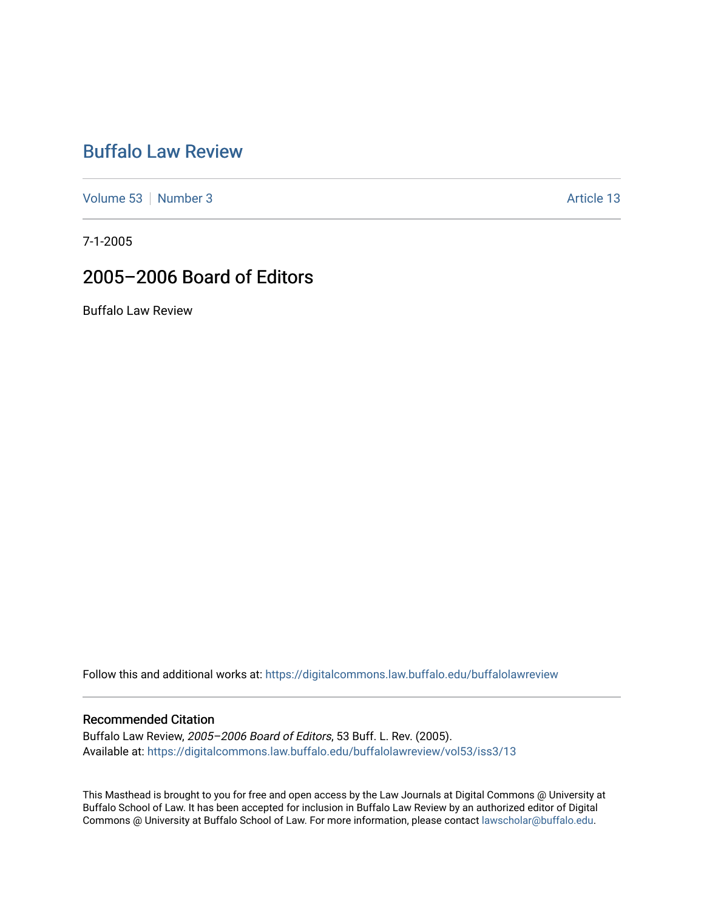# Buffalo Law Review

Volume 53 | Number 3 Article 13

7-1-2005

## 2005–2006 Board of Editors

Buffalo Law Review

Follow this and additional works at: https://digitalcommons.law.buffalo.edu/buffalolawreview

### Recommended Citation

Buffalo Law Review, *2005–2006 Board of Editors*, 53 Buff. L. Rev. (2005).
Available at: https://digitalcommons.law.buffalo.edu/buffalolawreview/vol53/iss3/13

This Masthead is brought to you for free and open access by the Law Journals at Digital Commons @ University at Buffalo School of Law. It has been accepted for inclusion in Buffalo Law Review by an authorized editor of Digital Commons @ University at Buffalo School of Law. For more information, please contact lawscholar@buffalo.edu.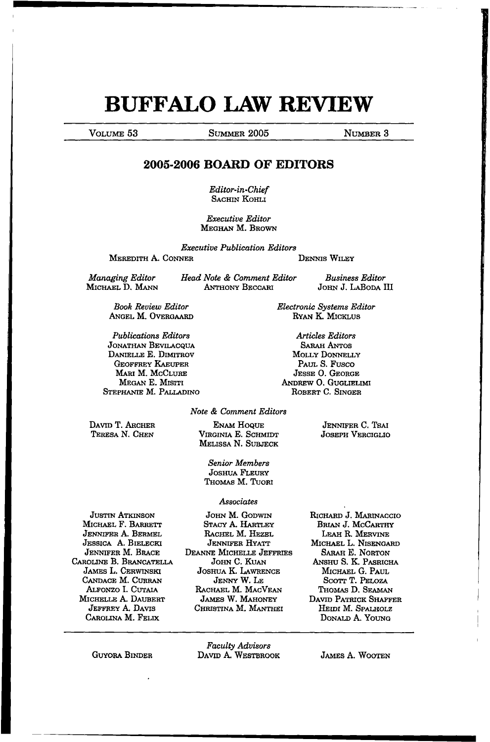# BUFFALO LAW REVIEW

VOLUME 53 SUMMER 2005 NUMBER 3

## 2005-2006 BOARD OF EDITORS

*Editor-in-Chief*
SACHIN KOHLI

*Executive Editor*
MEGHAN M. BROWN

*Executive Publication Editors*
MEREDITH A. CONNER
DENNIS WILEY

*Managing Editor*
MICHAEL D. MANN

*Head Note & Comment Editor*
ANTHONY BECCARI

*Business Editor*
JOHN J. LABODA III

*Book Review Editor*
ANGEL M. OVERGAARD

*Electronic Systems Editor*
RYAN K. MICKLUS

*Publications Editors*
JONATHAN BEVILACQUA
DANIELLE E. DIMITROV
GEOFFREY KAEUPER
MARI M. MCCLURE
MEGAN E. MISITI
STEPHANIE M. PALLADINO

*Articles Editors*
SARAH ANTOS
MOLLY DONNELLY
PAUL S. FUSCO
JESSE O. GEORGE
ANDREW O. GUGLIELMI
ROBERT C. SINGER

*Note & Comment Editors*
DAVID T. ARCHER
TERESA N. CHEN
ENAM HOQUE
VIRGINIA E. SCHMIDT
MELISSA N. SUBJECK
JENNIFER C. TSAI
JOSEPH VERCIGLIO

*Senior Members*
JOSHUA FLEURY
THOMAS M. TUORI

*Associates*
JUSTIN ATKINSON
MICHAEL F. BARRETT
JENNIFER A. BERMEL
JESSICA A. BIELECKI
JENNIFER M. BRACE
CAROLINE B. BRANCATELLA
JAMES L. CERWINSKI
CANDACE M. CURRAN
ALFONZO I. CUTAIA
MICHELLE A. DAUBERT
JEFFREY A. DAVIS
CAROLINA M. FELIX
JOHN M. GODWIN
STACY A. HARTLEY
RACHEL M. HEZEL
JENNIFER HYATT
DEANNE MICHELLE JEFFRIES
JOHN C. KUAN
JOSHUA K. LAWRENCE
JENNY W. LE
RACHAEL M. MACVEAN
JAMES W. MAHONEY
CHRISTINA M. MANTHEI
RICHARD J. MARINACCIO
BRIAN J. MCCARTHY
LEAH R. MERVINE
MICHAEL L. NISENGARD
SARAH E. NORTON
ANSHU S. K. PASRICHA
MICHAEL G. PAUL
SCOTT T. PELOZA
THOMAS D. SEAMAN
DAVID PATRICK SHAFFER
HEIDI M. SPALHOLZ
DONALD A. YOUNG

*Faculty Advisors*
GUYORA BINDER
DAVID A. WESTBROOK
JAMES A. WOOTEN